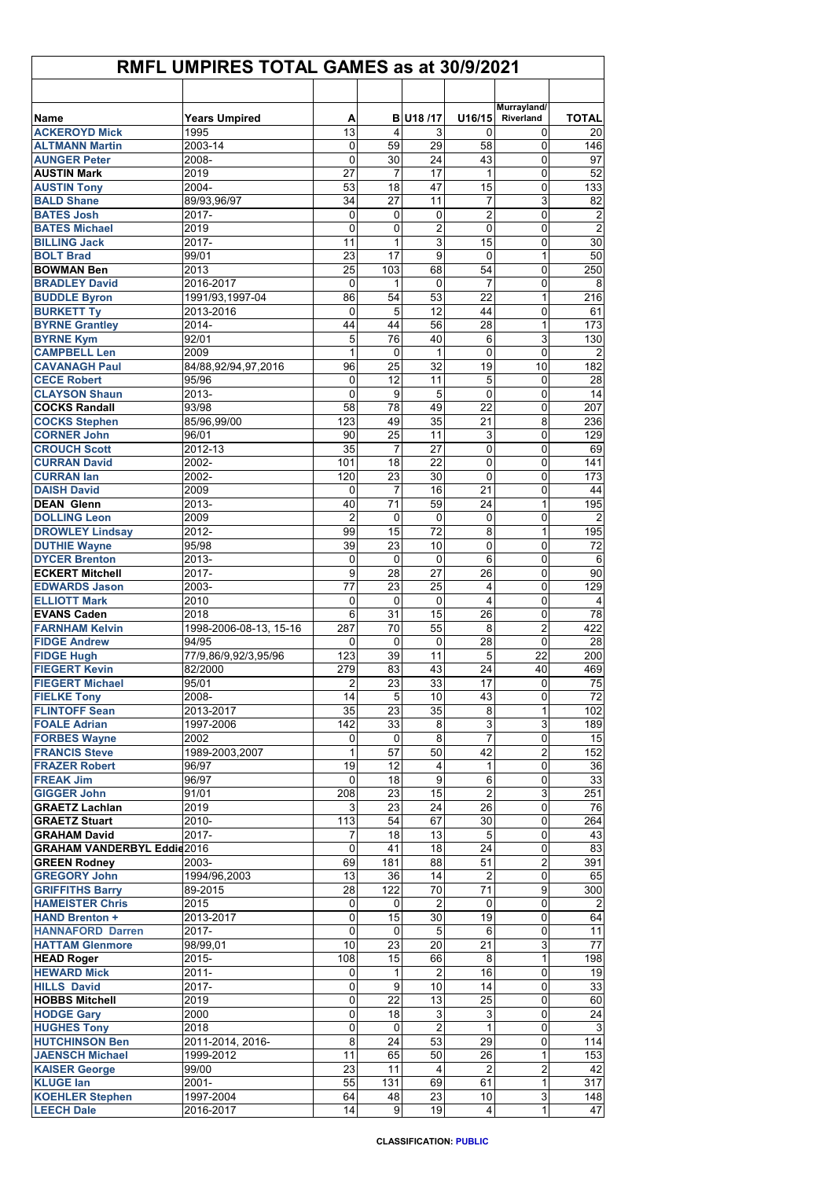# RMFL UMPIRES TOTAL GAMES as at 30/9/2021

| Name | Years Umpired | A | B | U18 /17 | U16/15 | Murrayland/ Riverland | TOTAL |
|---|---|---|---|---|---|---|---|
| ACKEROYD Mick | 1995 | 13 | 4 | 3 | 0 | 0 | 20 |
| ALTMANN Martin | 2003-14 | 0 | 59 | 29 | 58 | 0 | 146 |
| AUNGER Peter | 2008- | 0 | 30 | 24 | 43 | 0 | 97 |
| AUSTIN Mark | 2019 | 27 | 7 | 17 | 1 | 0 | 52 |
| AUSTIN Tony | 2004- | 53 | 18 | 47 | 15 | 0 | 133 |
| BALD Shane | 89/93,96/97 | 34 | 27 | 11 | 7 | 3 | 82 |
| BATES Josh | 2017- | 0 | 0 | 0 | 2 | 0 | 2 |
| BATES Michael | 2019 | 0 | 0 | 2 | 0 | 0 | 2 |
| BILLING Jack | 2017- | 11 | 1 | 3 | 15 | 0 | 30 |
| BOLT Brad | 99/01 | 23 | 17 | 9 | 0 | 1 | 50 |
| BOWMAN Ben | 2013 | 25 | 103 | 68 | 54 | 0 | 250 |
| BRADLEY David | 2016-2017 | 0 | 1 | 0 | 7 | 0 | 8 |
| BUDDLE Byron | 1991/93,1997-04 | 86 | 54 | 53 | 22 | 1 | 216 |
| BURKETT Ty | 2013-2016 | 0 | 5 | 12 | 44 | 0 | 61 |
| BYRNE Grantley | 2014- | 44 | 44 | 56 | 28 | 1 | 173 |
| BYRNE Kym | 92/01 | 5 | 76 | 40 | 6 | 3 | 130 |
| CAMPBELL Len | 2009 | 1 | 0 | 1 | 0 | 0 | 2 |
| CAVANAGH Paul | 84/88,92/94,97,2016 | 96 | 25 | 32 | 19 | 10 | 182 |
| CECE Robert | 95/96 | 0 | 12 | 11 | 5 | 0 | 28 |
| CLAYSON Shaun | 2013- | 0 | 9 | 5 | 0 | 0 | 14 |
| COCKS Randall | 93/98 | 58 | 78 | 49 | 22 | 0 | 207 |
| COCKS Stephen | 85/96,99/00 | 123 | 49 | 35 | 21 | 8 | 236 |
| CORNER John | 96/01 | 90 | 25 | 11 | 3 | 0 | 129 |
| CROUCH Scott | 2012-13 | 35 | 7 | 27 | 0 | 0 | 69 |
| CURRAN David | 2002- | 101 | 18 | 22 | 0 | 0 | 141 |
| CURRAN Ian | 2002- | 120 | 23 | 30 | 0 | 0 | 173 |
| DAISH David | 2009 | 0 | 7 | 16 | 21 | 0 | 44 |
| DEAN Glenn | 2013- | 40 | 71 | 59 | 24 | 1 | 195 |
| DOLLING Leon | 2009 | 2 | 0 | 0 | 0 | 0 | 2 |
| DROWLEY Lindsay | 2012- | 99 | 15 | 72 | 8 | 1 | 195 |
| DUTHIE Wayne | 95/98 | 39 | 23 | 10 | 0 | 0 | 72 |
| DYCER Brenton | 2013- | 0 | 0 | 0 | 6 | 0 | 6 |
| ECKERT Mitchell | 2017- | 9 | 28 | 27 | 26 | 0 | 90 |
| EDWARDS Jason | 2003- | 77 | 23 | 25 | 4 | 0 | 129 |
| ELLIOTT Mark | 2010 | 0 | 0 | 0 | 4 | 0 | 4 |
| EVANS Caden | 2018 | 6 | 31 | 15 | 26 | 0 | 78 |
| FARNHAM Kelvin | 1998-2006-08-13, 15-16 | 287 | 70 | 55 | 8 | 2 | 422 |
| FIDGE Andrew | 94/95 | 0 | 0 | 0 | 28 | 0 | 28 |
| FIDGE Hugh | 77/9,86/9,92/3,95/96 | 123 | 39 | 11 | 5 | 22 | 200 |
| FIEGERT Kevin | 82/2000 | 279 | 83 | 43 | 24 | 40 | 469 |
| FIEGERT Michael | 95/01 | 2 | 23 | 33 | 17 | 0 | 75 |
| FIELKE Tony | 2008- | 14 | 5 | 10 | 43 | 0 | 72 |
| FLINTOFF Sean | 2013-2017 | 35 | 23 | 35 | 8 | 1 | 102 |
| FOALE Adrian | 1997-2006 | 142 | 33 | 8 | 3 | 3 | 189 |
| FORBES Wayne | 2002 | 0 | 0 | 8 | 7 | 0 | 15 |
| FRANCIS Steve | 1989-2003,2007 | 1 | 57 | 50 | 42 | 2 | 152 |
| FRAZER Robert | 96/97 | 19 | 12 | 4 | 1 | 0 | 36 |
| FREAK Jim | 96/97 | 0 | 18 | 9 | 6 | 0 | 33 |
| GIGGER John | 91/01 | 208 | 23 | 15 | 2 | 3 | 251 |
| GRAETZ Lachlan | 2019 | 3 | 23 | 24 | 26 | 0 | 76 |
| GRAETZ Stuart | 2010- | 113 | 54 | 67 | 30 | 0 | 264 |
| GRAHAM David | 2017- | 7 | 18 | 13 | 5 | 0 | 43 |
| GRAHAM VANDERBYL Eddie | 2016 | 0 | 41 | 18 | 24 | 0 | 83 |
| GREEN Rodney | 2003- | 69 | 181 | 88 | 51 | 2 | 391 |
| GREGORY John | 1994/96,2003 | 13 | 36 | 14 | 2 | 0 | 65 |
| GRIFFITHS Barry | 89-2015 | 28 | 122 | 70 | 71 | 9 | 300 |
| HAMEISTER Chris | 2015 | 0 | 0 | 2 | 0 | 0 | 2 |
| HAND Brenton + | 2013-2017 | 0 | 15 | 30 | 19 | 0 | 64 |
| HANNAFORD Darren | 2017- | 0 | 0 | 5 | 6 | 0 | 11 |
| HATTAM Glenmore | 98/99,01 | 10 | 23 | 20 | 21 | 3 | 77 |
| HEAD Roger | 2015- | 108 | 15 | 66 | 8 | 1 | 198 |
| HEWARD Mick | 2011- | 0 | 1 | 2 | 16 | 0 | 19 |
| HILLS David | 2017- | 0 | 9 | 10 | 14 | 0 | 33 |
| HOBBS Mitchell | 2019 | 0 | 22 | 13 | 25 | 0 | 60 |
| HODGE Gary | 2000 | 0 | 18 | 3 | 3 | 0 | 24 |
| HUGHES Tony | 2018 | 0 | 0 | 2 | 1 | 0 | 3 |
| HUTCHINSON Ben | 2011-2014, 2016- | 8 | 24 | 53 | 29 | 0 | 114 |
| JAENSCH Michael | 1999-2012 | 11 | 65 | 50 | 26 | 1 | 153 |
| KAISER George | 99/00 | 23 | 11 | 4 | 2 | 2 | 42 |
| KLUGE Ian | 2001- | 55 | 131 | 69 | 61 | 1 | 317 |
| KOEHLER Stephen | 1997-2004 | 64 | 48 | 23 | 10 | 3 | 148 |
| LEECH Dale | 2016-2017 | 14 | 9 | 19 | 4 | 1 | 47 |

CLASSIFICATION: PUBLIC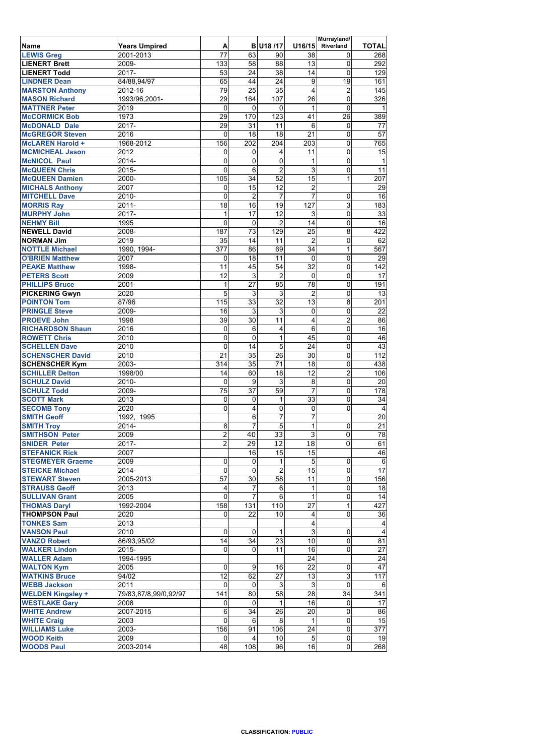| Name | Years Umpired | A | B | U18 /17 | U16/15 | Murrayland/ Riverland | TOTAL |
|---|---|---|---|---|---|---|---|
| LEWIS Greg | 2001-2013 | 77 | 63 | 90 | 38 | 0 | 268 |
| LIENERT Brett | 2009- | 133 | 58 | 88 | 13 | 0 | 292 |
| LIENERT Todd | 2017- | 53 | 24 | 38 | 14 | 0 | 129 |
| LINDNER Dean | 84/88,94/97 | 65 | 44 | 24 | 9 | 19 | 161 |
| MARSTON Anthony | 2012-16 | 79 | 25 | 35 | 4 | 2 | 145 |
| MASON Richard | 1993/96,2001- | 29 | 164 | 107 | 26 | 0 | 326 |
| MATTNER Peter | 2019 | 0 | 0 | 0 | 1 | 0 | 1 |
| McCORMICK Bob | 1973 | 29 | 170 | 123 | 41 | 26 | 389 |
| McDONALD Dale | 2017- | 29 | 31 | 11 | 6 | 0 | 77 |
| McGREGOR Steven | 2016 | 0 | 18 | 18 | 21 | 0 | 57 |
| McLAREN Harold + | 1968-2012 | 156 | 202 | 204 | 203 | 0 | 765 |
| MCMICHEAL Jason | 2012 | 0 | 0 | 4 | 11 | 0 | 15 |
| McNICOL Paul | 2014- | 0 | 0 | 0 | 1 | 0 | 1 |
| McQUEEN Chris | 2015- | 0 | 6 | 2 | 3 | 0 | 11 |
| McQUEEN Damien | 2000- | 105 | 34 | 52 | 15 | 1 | 207 |
| MICHALS Anthony | 2007 | 0 | 15 | 12 | 2 | | 29 |
| MITCHELL Dave | 2010- | 0 | 2 | 7 | 7 | 0 | 16 |
| MORRIS Ray | 2011- | 18 | 16 | 19 | 127 | 3 | 183 |
| MURPHY John | 2017- | 1 | 17 | 12 | 3 | 0 | 33 |
| NEHMY Bill | 1995 | 0 | 0 | 2 | 14 | 0 | 16 |
| NEWELL David | 2008- | 187 | 73 | 129 | 25 | 8 | 422 |
| NORMAN Jim | 2019 | 35 | 14 | 11 | 2 | 0 | 62 |
| NOTTLE Michael | 1990, 1994- | 377 | 86 | 69 | 34 | 1 | 567 |
| O'BRIEN Matthew | 2007 | 0 | 18 | 11 | 0 | 0 | 29 |
| PEAKE Matthew | 1998- | 11 | 45 | 54 | 32 | 0 | 142 |
| PETERS Scott | 2009 | 12 | 3 | 2 | 0 | 0 | 17 |
| PHILLIPS Bruce | 2001- | 1 | 27 | 85 | 78 | 0 | 191 |
| PICKERING Gwyn | 2020 | 5 | 3 | 3 | 2 | 0 | 13 |
| POINTON Tom | 87/96 | 115 | 33 | 32 | 13 | 8 | 201 |
| PRINGLE Steve | 2009- | 16 | 3 | 3 | 0 | 0 | 22 |
| PROEVE John | 1998 | 39 | 30 | 11 | 4 | 2 | 86 |
| RICHARDSON Shaun | 2016 | 0 | 6 | 4 | 6 | 0 | 16 |
| ROWETT Chris | 2010 | 0 | 0 | 1 | 45 | 0 | 46 |
| SCHELLEN Dave | 2010 | 0 | 14 | 5 | 24 | 0 | 43 |
| SCHENSCHER David | 2010 | 21 | 35 | 26 | 30 | 0 | 112 |
| SCHENSCHER Kym | 2003- | 314 | 35 | 71 | 18 | 0 | 438 |
| SCHILLER Delton | 1998/00 | 14 | 60 | 18 | 12 | 2 | 106 |
| SCHULZ David | 2010- | 0 | 9 | 3 | 8 | 0 | 20 |
| SCHULZ Todd | 2009- | 75 | 37 | 59 | 7 | 0 | 178 |
| SCOTT Mark | 2013 | 0 | 0 | 1 | 33 | 0 | 34 |
| SECOMB Tony | 2020 | 0 | 4 | 0 | 0 | 0 | 4 |
| SMITH Geoff | 1992, 1995 | | 6 | 7 | 7 | | 20 |
| SMITH Troy | 2014- | 8 | 7 | 5 | 1 | 0 | 21 |
| SMITHSON Peter | 2009 | 2 | 40 | 33 | 3 | 0 | 78 |
| SNIDER Peter | 2017- | 2 | 29 | 12 | 18 | 0 | 61 |
| STEFANICK Rick | 2007 | | 16 | 15 | 15 | | 46 |
| STEGMEYER Graeme | 2009 | 0 | 0 | 1 | 5 | 0 | 6 |
| STEICKE Michael | 2014- | 0 | 0 | 2 | 15 | 0 | 17 |
| STEWART Steven | 2005-2013 | 57 | 30 | 58 | 11 | 0 | 156 |
| STRAUSS Geoff | 2013 | 4 | 7 | 6 | 1 | 0 | 18 |
| SULLIVAN Grant | 2005 | 0 | 7 | 6 | 1 | 0 | 14 |
| THOMAS Daryl | 1992-2004 | 158 | 131 | 110 | 27 | 1 | 427 |
| THOMPSON Paul | 2020 | 0 | 22 | 10 | 4 | 0 | 36 |
| TONKES Sam | 2013 | | | | 4 | | 4 |
| VANSON Paul | 2010 | 0 | 0 | 1 | 3 | 0 | 4 |
| VANZO Robert | 86/93,95/02 | 14 | 34 | 23 | 10 | 0 | 81 |
| WALKER Lindon | 2015- | 0 | 0 | 11 | 16 | 0 | 27 |
| WALLER Adam | 1994-1995 | | | | 24 | | 24 |
| WALTON Kym | 2005 | 0 | 9 | 16 | 22 | 0 | 47 |
| WATKINS Bruce | 94/02 | 12 | 62 | 27 | 13 | 3 | 117 |
| WEBB Jackson | 2011 | 0 | 0 | 3 | 3 | 0 | 6 |
| WELDEN Kingsley + | 79/83,87/8,99/0,92/97 | 141 | 80 | 58 | 28 | 34 | 341 |
| WESTLAKE Gary | 2008 | 0 | 0 | 1 | 16 | 0 | 17 |
| WHITE Andrew | 2007-2015 | 6 | 34 | 26 | 20 | 0 | 86 |
| WHITE Craig | 2003 | 0 | 6 | 8 | 1 | 0 | 15 |
| WILLIAMS Luke | 2003- | 156 | 91 | 106 | 24 | 0 | 377 |
| WOOD Keith | 2009 | 0 | 4 | 10 | 5 | 0 | 19 |
| WOODS Paul | 2003-2014 | 48 | 108 | 96 | 16 | 0 | 268 |

**CLASSIFICATION: PUBLIC**